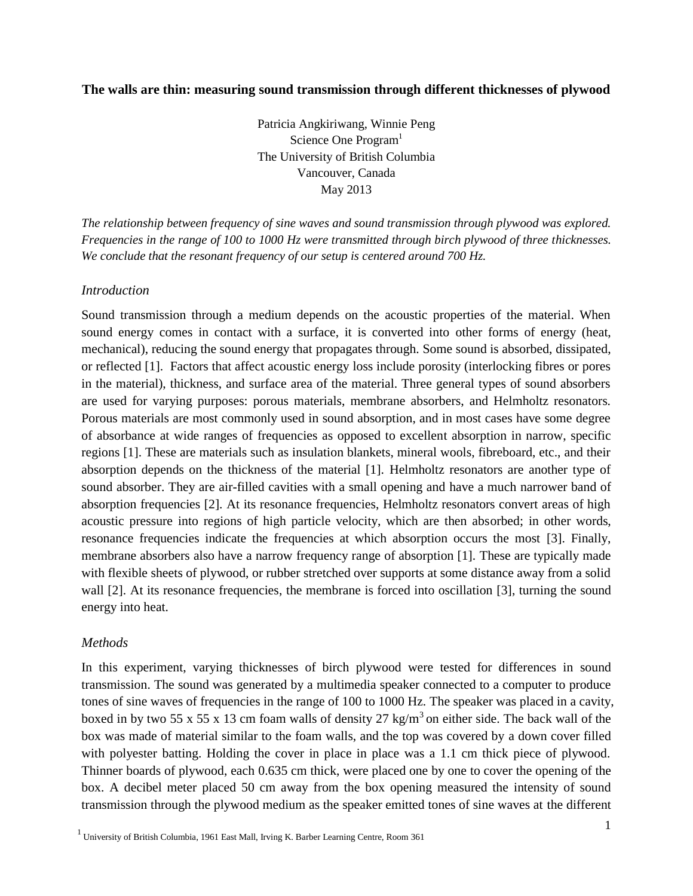**The walls are thin: measuring sound transmission through different thicknesses of plywood**

Patricia Angkiriwang, Winnie Peng
Science One Program[1]
The University of British Columbia
Vancouver, Canada
May 2013

*The relationship between frequency of sine waves and sound transmission through plywood was explored. Frequencies in the range of 100 to 1000 Hz were transmitted through birch plywood of three thicknesses. We conclude that the resonant frequency of our setup is centered around 700 Hz.*

## *Introduction*

Sound transmission through a medium depends on the acoustic properties of the material. When sound energy comes in contact with a surface, it is converted into other forms of energy (heat, mechanical), reducing the sound energy that propagates through. Some sound is absorbed, dissipated, or reflected [1]. Factors that affect acoustic energy loss include porosity (interlocking fibres or pores in the material), thickness, and surface area of the material. Three general types of sound absorbers are used for varying purposes: porous materials, membrane absorbers, and Helmholtz resonators. Porous materials are most commonly used in sound absorption, and in most cases have some degree of absorbance at wide ranges of frequencies as opposed to excellent absorption in narrow, specific regions [1]. These are materials such as insulation blankets, mineral wools, fibreboard, etc., and their absorption depends on the thickness of the material [1]. Helmholtz resonators are another type of sound absorber. They are air-filled cavities with a small opening and have a much narrower band of absorption frequencies [2]. At its resonance frequencies, Helmholtz resonators convert areas of high acoustic pressure into regions of high particle velocity, which are then absorbed; in other words, resonance frequencies indicate the frequencies at which absorption occurs the most [3]. Finally, membrane absorbers also have a narrow frequency range of absorption [1]. These are typically made with flexible sheets of plywood, or rubber stretched over supports at some distance away from a solid wall [2]. At its resonance frequencies, the membrane is forced into oscillation [3], turning the sound energy into heat.

## *Methods*

In this experiment, varying thicknesses of birch plywood were tested for differences in sound transmission. The sound was generated by a multimedia speaker connected to a computer to produce tones of sine waves of frequencies in the range of 100 to 1000 Hz. The speaker was placed in a cavity, boxed in by two 55 x 55 x 13 cm foam walls of density 27 kg/m$^3$ on either side. The back wall of the box was made of material similar to the foam walls, and the top was covered by a down cover filled with polyester batting. Holding the cover in place in place was a 1.1 cm thick piece of plywood. Thinner boards of plywood, each 0.635 cm thick, were placed one by one to cover the opening of the box. A decibel meter placed 50 cm away from the box opening measured the intensity of sound transmission through the plywood medium as the speaker emitted tones of sine waves at the different

[1] University of British Columbia, 1961 East Mall, Irving K. Barber Learning Centre, Room 361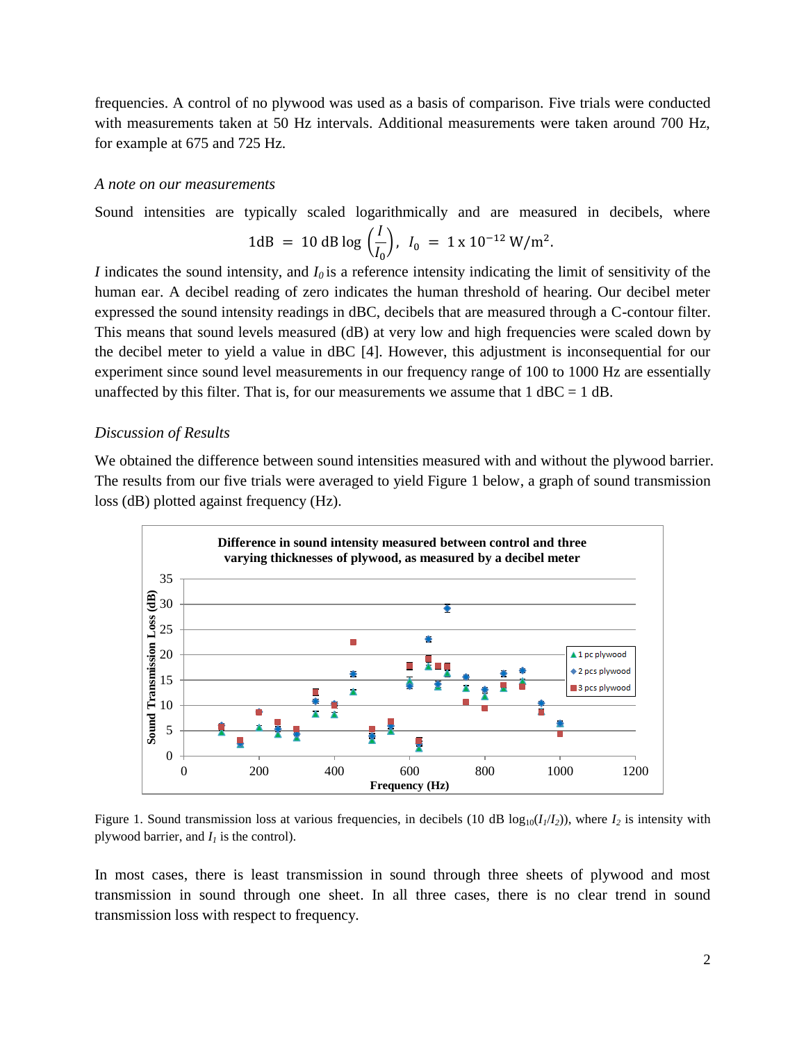frequencies. A control of no plywood was used as a basis of comparison. Five trials were conducted with measurements taken at 50 Hz intervals. Additional measurements were taken around 700 Hz, for example at 675 and 725 Hz.

### *A note on our measurements*

Sound intensities are typically scaled logarithmically and are measured in decibels, where

$$1\text{dB} = 10 \text{ dB} \log\left(\frac{I}{I_0}\right), \; I_0 = 1 \times 10^{-12} \text{ W/m}^2.$$

$I$ indicates the sound intensity, and $I_0$ is a reference intensity indicating the limit of sensitivity of the human ear. A decibel reading of zero indicates the human threshold of hearing. Our decibel meter expressed the sound intensity readings in dBC, decibels that are measured through a C-contour filter. This means that sound levels measured (dB) at very low and high frequencies were scaled down by the decibel meter to yield a value in dBC [4]. However, this adjustment is inconsequential for our experiment since sound level measurements in our frequency range of 100 to 1000 Hz are essentially unaffected by this filter. That is, for our measurements we assume that 1 dBC = 1 dB.

### *Discussion of Results*

We obtained the difference between sound intensities measured with and without the plywood barrier. The results from our five trials were averaged to yield Figure 1 below, a graph of sound transmission loss (dB) plotted against frequency (Hz).

Figure 1. Sound transmission loss at various frequencies, in decibels (10 dB $\log_{10}(I_1/I_2)$), where $I_2$ is intensity with plywood barrier, and $I_1$ is the control).

In most cases, there is least transmission in sound through three sheets of plywood and most transmission in sound through one sheet. In all three cases, there is no clear trend in sound transmission loss with respect to frequency.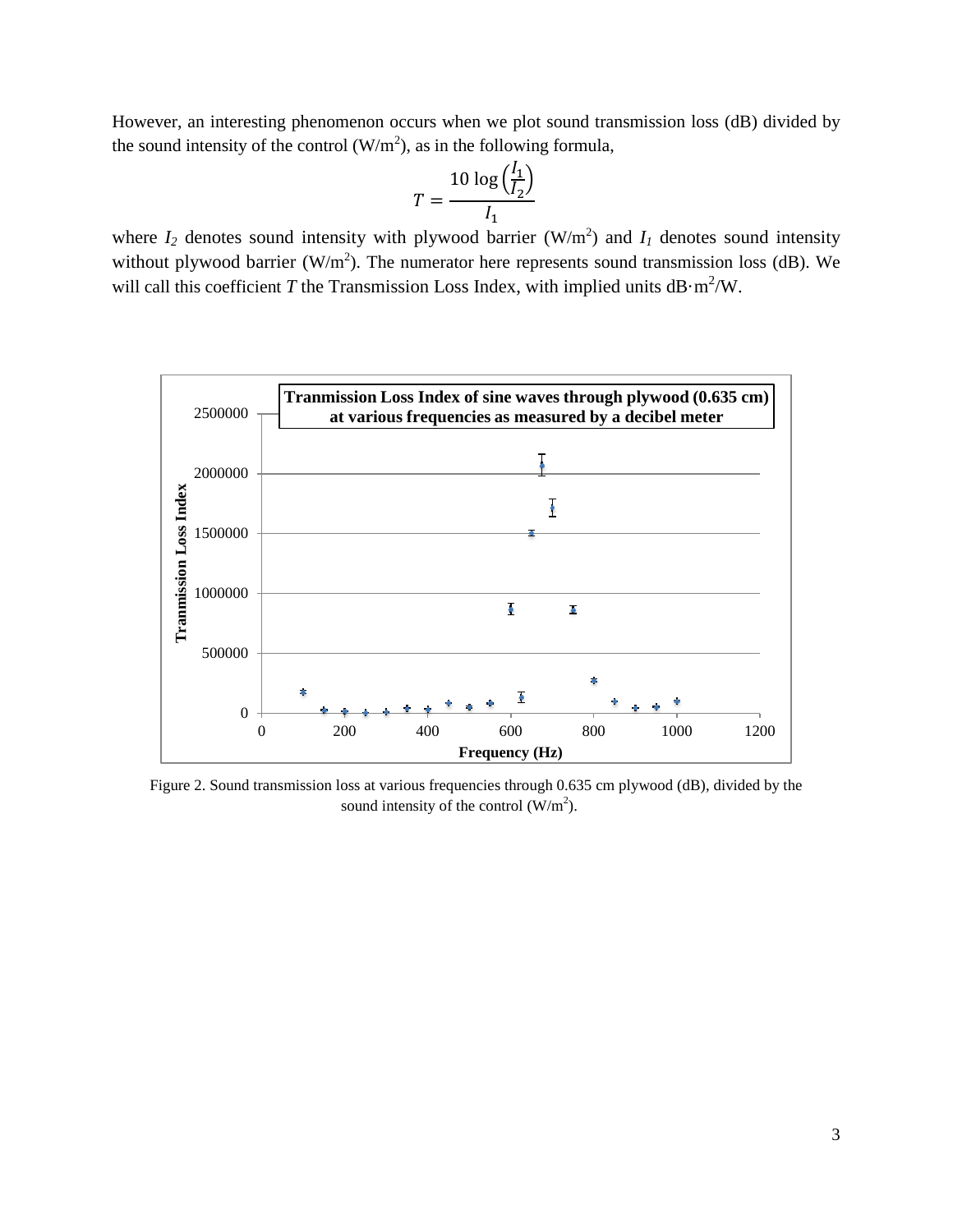However, an interesting phenomenon occurs when we plot sound transmission loss (dB) divided by the sound intensity of the control (W/m$^2$), as in the following formula,

$$T = \frac{10 \log\left(\frac{I_1}{I_2}\right)}{I_1}$$

where $I_2$ denotes sound intensity with plywood barrier (W/m$^2$) and $I_1$ denotes sound intensity without plywood barrier (W/m$^2$). The numerator here represents sound transmission loss (dB). We will call this coefficient $T$ the Transmission Loss Index, with implied units dB·m$^2$/W.

Figure 2. Sound transmission loss at various frequencies through 0.635 cm plywood (dB), divided by the sound intensity of the control (W/m$^2$).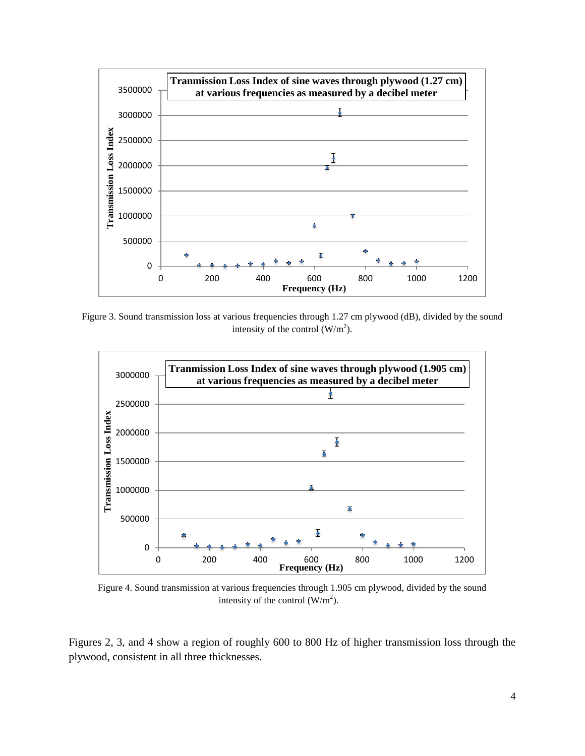Figure 3. Sound transmission loss at various frequencies through 1.27 cm plywood (dB), divided by the sound intensity of the control ($W/m^2$).

Figure 4. Sound transmission at various frequencies through 1.905 cm plywood, divided by the sound intensity of the control ($W/m^2$).

Figures 2, 3, and 4 show a region of roughly 600 to 800 Hz of higher transmission loss through the plywood, consistent in all three thicknesses.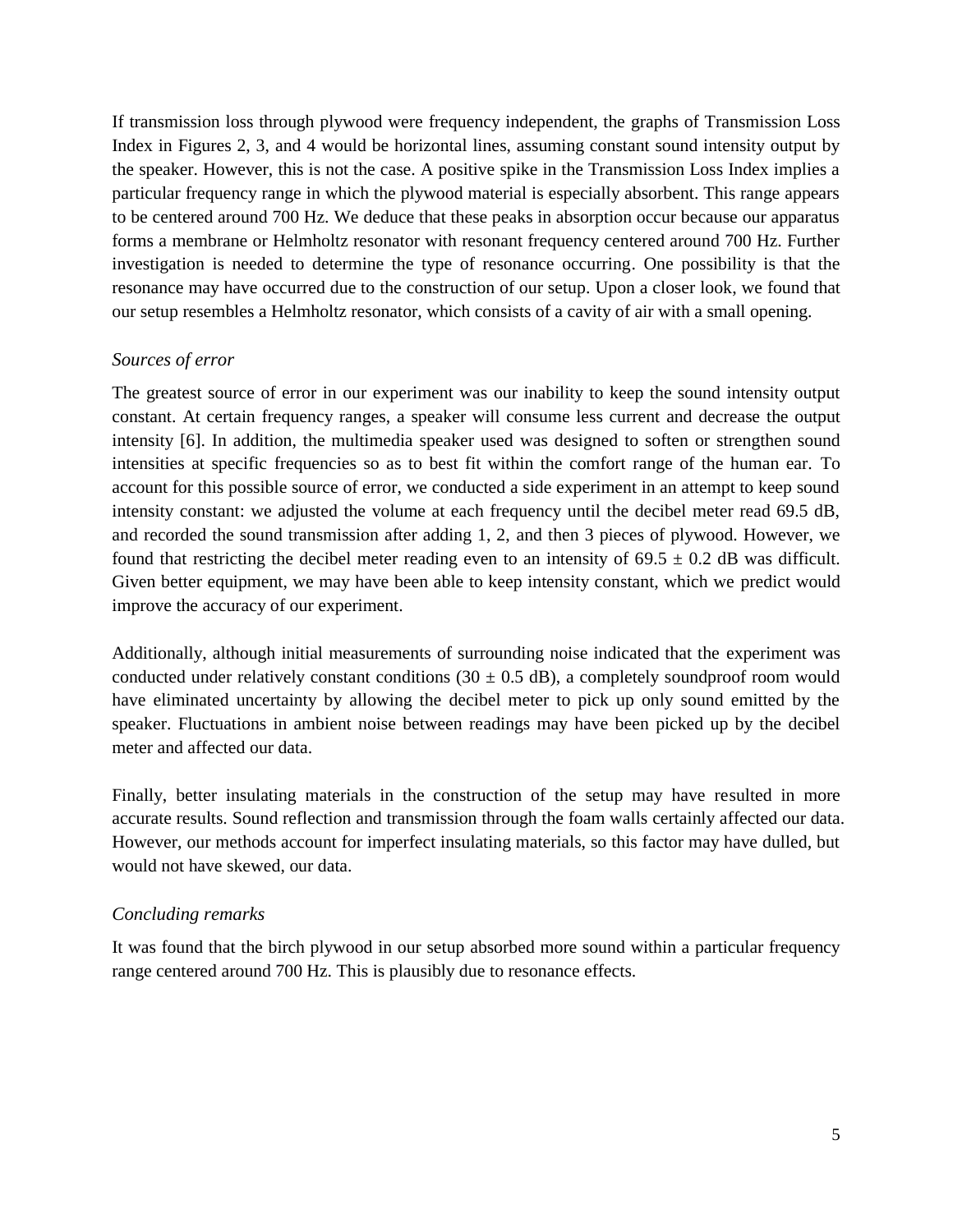If transmission loss through plywood were frequency independent, the graphs of Transmission Loss Index in Figures 2, 3, and 4 would be horizontal lines, assuming constant sound intensity output by the speaker. However, this is not the case. A positive spike in the Transmission Loss Index implies a particular frequency range in which the plywood material is especially absorbent. This range appears to be centered around 700 Hz. We deduce that these peaks in absorption occur because our apparatus forms a membrane or Helmholtz resonator with resonant frequency centered around 700 Hz. Further investigation is needed to determine the type of resonance occurring. One possibility is that the resonance may have occurred due to the construction of our setup. Upon a closer look, we found that our setup resembles a Helmholtz resonator, which consists of a cavity of air with a small opening.

### *Sources of error*

The greatest source of error in our experiment was our inability to keep the sound intensity output constant. At certain frequency ranges, a speaker will consume less current and decrease the output intensity [6]. In addition, the multimedia speaker used was designed to soften or strengthen sound intensities at specific frequencies so as to best fit within the comfort range of the human ear. To account for this possible source of error, we conducted a side experiment in an attempt to keep sound intensity constant: we adjusted the volume at each frequency until the decibel meter read 69.5 dB, and recorded the sound transmission after adding 1, 2, and then 3 pieces of plywood. However, we found that restricting the decibel meter reading even to an intensity of $69.5 \pm 0.2$ dB was difficult. Given better equipment, we may have been able to keep intensity constant, which we predict would improve the accuracy of our experiment.

Additionally, although initial measurements of surrounding noise indicated that the experiment was conducted under relatively constant conditions ($30 \pm 0.5$ dB), a completely soundproof room would have eliminated uncertainty by allowing the decibel meter to pick up only sound emitted by the speaker. Fluctuations in ambient noise between readings may have been picked up by the decibel meter and affected our data.

Finally, better insulating materials in the construction of the setup may have resulted in more accurate results. Sound reflection and transmission through the foam walls certainly affected our data. However, our methods account for imperfect insulating materials, so this factor may have dulled, but would not have skewed, our data.

### *Concluding remarks*

It was found that the birch plywood in our setup absorbed more sound within a particular frequency range centered around 700 Hz. This is plausibly due to resonance effects.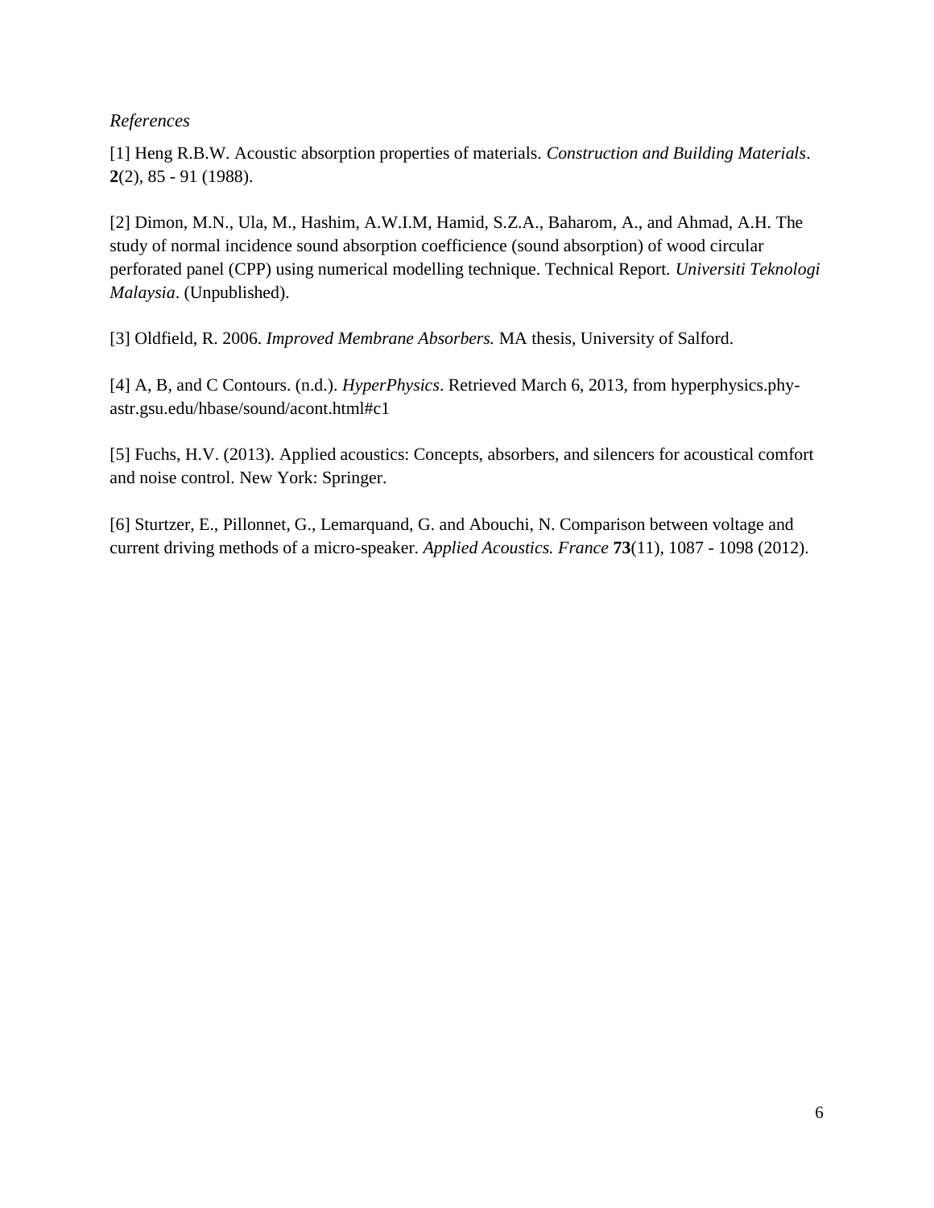*References*

[1] Heng R.B.W. Acoustic absorption properties of materials. *Construction and Building Materials*. **2**(2), 85 - 91 (1988).

[2] Dimon, M.N., Ula, M., Hashim, A.W.I.M, Hamid, S.Z.A., Baharom, A., and Ahmad, A.H. The study of normal incidence sound absorption coefficience (sound absorption) of wood circular perforated panel (CPP) using numerical modelling technique. Technical Report. *Universiti Teknologi Malaysia*. (Unpublished).

[3] Oldfield, R. 2006. *Improved Membrane Absorbers.* MA thesis, University of Salford.

[4] A, B, and C Contours. (n.d.). *HyperPhysics*. Retrieved March 6, 2013, from hyperphysics.phy-astr.gsu.edu/hbase/sound/acont.html#c1

[5] Fuchs, H.V. (2013). Applied acoustics: Concepts, absorbers, and silencers for acoustical comfort and noise control. New York: Springer.

[6] Sturtzer, E., Pillonnet, G., Lemarquand, G. and Abouchi, N. Comparison between voltage and current driving methods of a micro-speaker. *Applied Acoustics. France* **73**(11), 1087 - 1098 (2012).